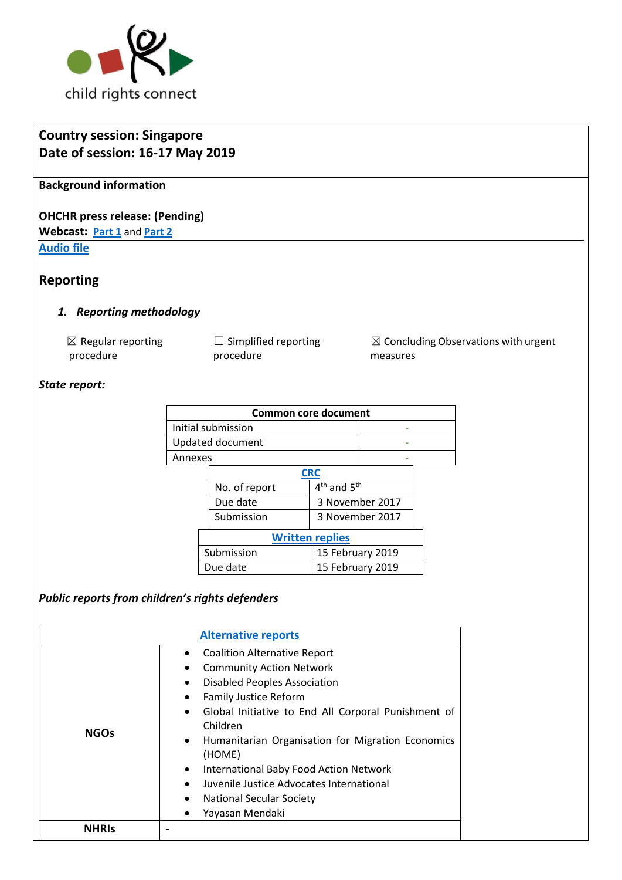child rights connect

**Country session: Singapore**
**Date of session: 16-17 May 2019**

**Background information**

**OHCHR press release: (Pending)**
**Webcast:** Part 1 and Part 2
Audio file

## Reporting

### 1. *Reporting methodology*

☒ Regular reporting procedure

☐ Simplified reporting procedure

☒ Concluding Observations with urgent measures

***State report:***

| Common core document | |
|---|---|
| Initial submission | - |
| Updated document | - |
| Annexes | - |

| CRC | |
|---|---|
| No. of report | 4th and 5th |
| Due date | 3 November 2017 |
| Submission | 3 November 2017 |

| Written replies | |
|---|---|
| Submission | 15 February 2019 |
| Due date | 15 February 2019 |

***Public reports from children's rights defenders***

| Alternative reports | |
|---|---|
| **NGOs** | • Coalition Alternative Report<br>• Community Action Network<br>• Disabled Peoples Association<br>• Family Justice Reform<br>• Global Initiative to End All Corporal Punishment of Children<br>• Humanitarian Organisation for Migration Economics (HOME)<br>• International Baby Food Action Network<br>• Juvenile Justice Advocates International<br>• National Secular Society<br>• Yayasan Mendaki |
| **NHRIs** | - |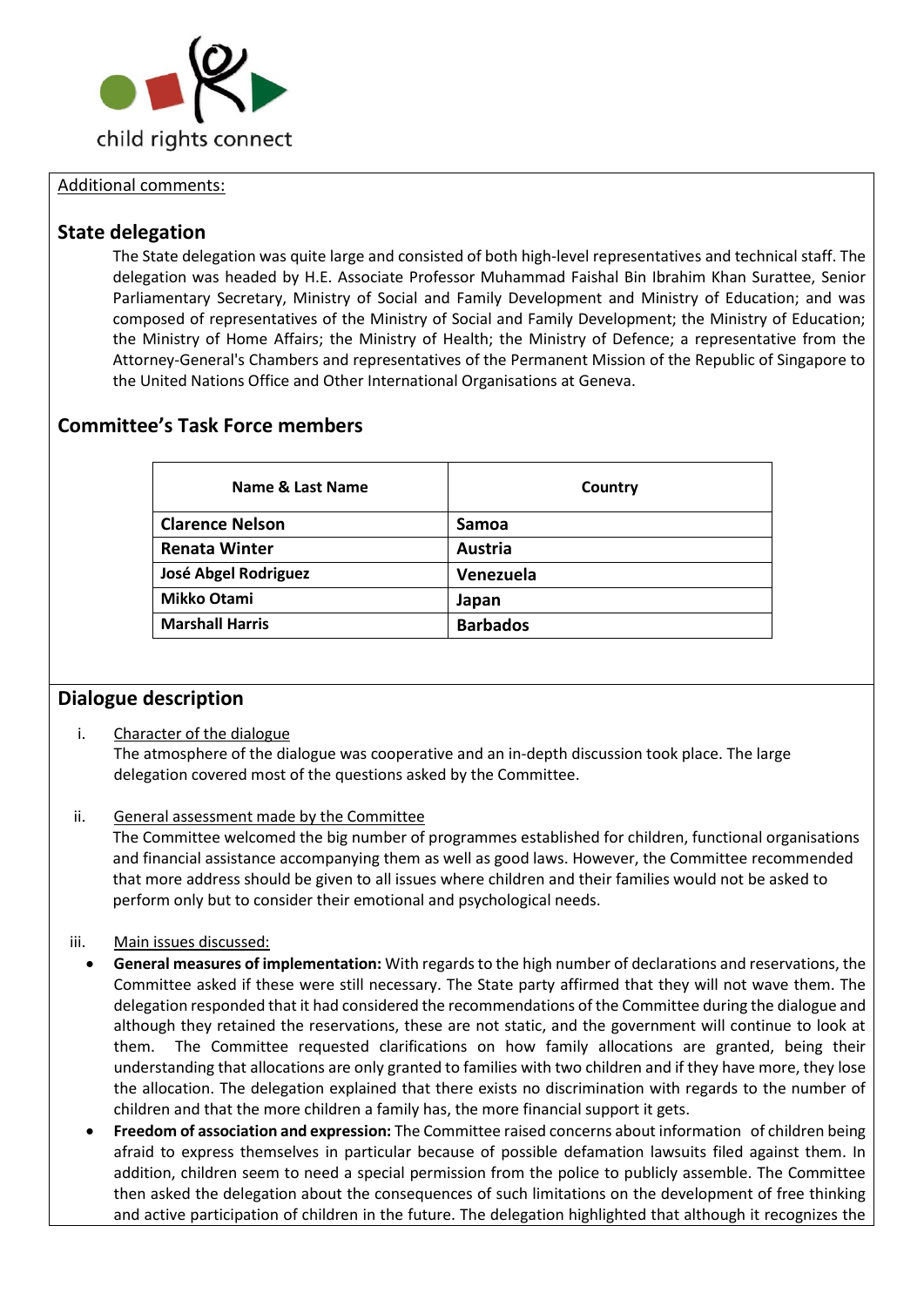Additional comments:

## State delegation

The State delegation was quite large and consisted of both high-level representatives and technical staff. The delegation was headed by H.E. Associate Professor Muhammad Faishal Bin Ibrahim Khan Surattee, Senior Parliamentary Secretary, Ministry of Social and Family Development and Ministry of Education; and was composed of representatives of the Ministry of Social and Family Development; the Ministry of Education; the Ministry of Home Affairs; the Ministry of Health; the Ministry of Defence; a representative from the Attorney-General's Chambers and representatives of the Permanent Mission of the Republic of Singapore to the United Nations Office and Other International Organisations at Geneva.

## Committee's Task Force members

| Name & Last Name | Country |
|---|---|
| **Clarence Nelson** | **Samoa** |
| **Renata Winter** | **Austria** |
| **José Abgel Rodriguez** | **Venezuela** |
| **Mikko Otami** | **Japan** |
| **Marshall Harris** | **Barbados** |

## Dialogue description

i. Character of the dialogue

The atmosphere of the dialogue was cooperative and an in-depth discussion took place. The large delegation covered most of the questions asked by the Committee.

ii. General assessment made by the Committee

The Committee welcomed the big number of programmes established for children, functional organisations and financial assistance accompanying them as well as good laws. However, the Committee recommended that more address should be given to all issues where children and their families would not be asked to perform only but to consider their emotional and psychological needs.

iii. Main issues discussed:

- **General measures of implementation:** With regards to the high number of declarations and reservations, the Committee asked if these were still necessary. The State party affirmed that they will not wave them. The delegation responded that it had considered the recommendations of the Committee during the dialogue and although they retained the reservations, these are not static, and the government will continue to look at them. The Committee requested clarifications on how family allocations are granted, being their understanding that allocations are only granted to families with two children and if they have more, they lose the allocation. The delegation explained that there exists no discrimination with regards to the number of children and that the more children a family has, the more financial support it gets.
- **Freedom of association and expression:** The Committee raised concerns about information of children being afraid to express themselves in particular because of possible defamation lawsuits filed against them. In addition, children seem to need a special permission from the police to publicly assemble. The Committee then asked the delegation about the consequences of such limitations on the development of free thinking and active participation of children in the future. The delegation highlighted that although it recognizes the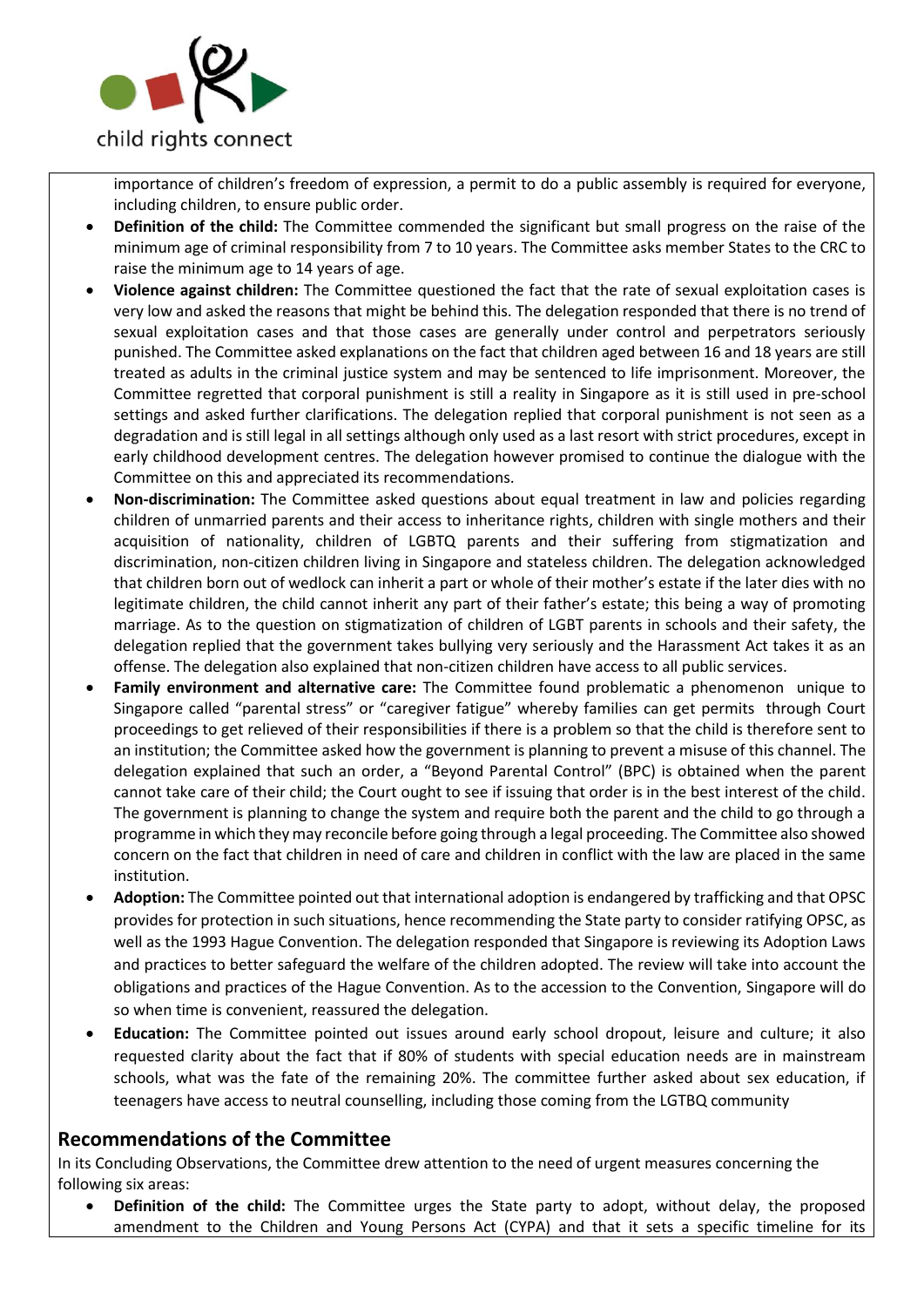importance of children's freedom of expression, a permit to do a public assembly is required for everyone, including children, to ensure public order.

- **Definition of the child:** The Committee commended the significant but small progress on the raise of the minimum age of criminal responsibility from 7 to 10 years. The Committee asks member States to the CRC to raise the minimum age to 14 years of age.
- **Violence against children:** The Committee questioned the fact that the rate of sexual exploitation cases is very low and asked the reasons that might be behind this. The delegation responded that there is no trend of sexual exploitation cases and that those cases are generally under control and perpetrators seriously punished. The Committee asked explanations on the fact that children aged between 16 and 18 years are still treated as adults in the criminal justice system and may be sentenced to life imprisonment. Moreover, the Committee regretted that corporal punishment is still a reality in Singapore as it is still used in pre-school settings and asked further clarifications. The delegation replied that corporal punishment is not seen as a degradation and is still legal in all settings although only used as a last resort with strict procedures, except in early childhood development centres. The delegation however promised to continue the dialogue with the Committee on this and appreciated its recommendations.
- **Non-discrimination:** The Committee asked questions about equal treatment in law and policies regarding children of unmarried parents and their access to inheritance rights, children with single mothers and their acquisition of nationality, children of LGBTQ parents and their suffering from stigmatization and discrimination, non-citizen children living in Singapore and stateless children. The delegation acknowledged that children born out of wedlock can inherit a part or whole of their mother's estate if the later dies with no legitimate children, the child cannot inherit any part of their father's estate; this being a way of promoting marriage. As to the question on stigmatization of children of LGBT parents in schools and their safety, the delegation replied that the government takes bullying very seriously and the Harassment Act takes it as an offense. The delegation also explained that non-citizen children have access to all public services.
- **Family environment and alternative care:** The Committee found problematic a phenomenon unique to Singapore called "parental stress" or "caregiver fatigue" whereby families can get permits through Court proceedings to get relieved of their responsibilities if there is a problem so that the child is therefore sent to an institution; the Committee asked how the government is planning to prevent a misuse of this channel. The delegation explained that such an order, a "Beyond Parental Control" (BPC) is obtained when the parent cannot take care of their child; the Court ought to see if issuing that order is in the best interest of the child. The government is planning to change the system and require both the parent and the child to go through a programme in which they may reconcile before going through a legal proceeding. The Committee also showed concern on the fact that children in need of care and children in conflict with the law are placed in the same institution.
- **Adoption:** The Committee pointed out that international adoption is endangered by trafficking and that OPSC provides for protection in such situations, hence recommending the State party to consider ratifying OPSC, as well as the 1993 Hague Convention. The delegation responded that Singapore is reviewing its Adoption Laws and practices to better safeguard the welfare of the children adopted. The review will take into account the obligations and practices of the Hague Convention. As to the accession to the Convention, Singapore will do so when time is convenient, reassured the delegation.
- **Education:** The Committee pointed out issues around early school dropout, leisure and culture; it also requested clarity about the fact that if 80% of students with special education needs are in mainstream schools, what was the fate of the remaining 20%. The committee further asked about sex education, if teenagers have access to neutral counselling, including those coming from the LGTBQ community

## Recommendations of the Committee

In its Concluding Observations, the Committee drew attention to the need of urgent measures concerning the following six areas:

- **Definition of the child:** The Committee urges the State party to adopt, without delay, the proposed amendment to the Children and Young Persons Act (CYPA) and that it sets a specific timeline for its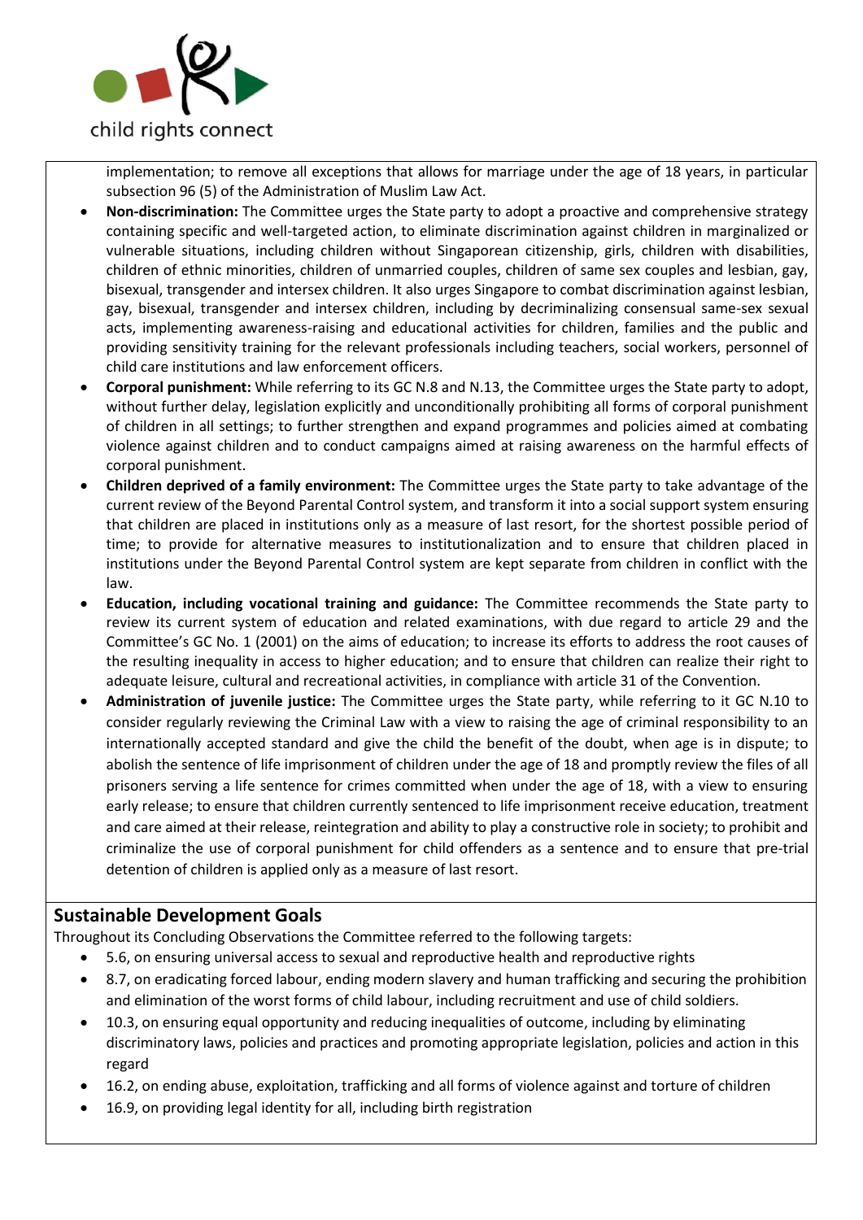implementation; to remove all exceptions that allows for marriage under the age of 18 years, in particular subsection 96 (5) of the Administration of Muslim Law Act.

- **Non-discrimination:** The Committee urges the State party to adopt a proactive and comprehensive strategy containing specific and well-targeted action, to eliminate discrimination against children in marginalized or vulnerable situations, including children without Singaporean citizenship, girls, children with disabilities, children of ethnic minorities, children of unmarried couples, children of same sex couples and lesbian, gay, bisexual, transgender and intersex children. It also urges Singapore to combat discrimination against lesbian, gay, bisexual, transgender and intersex children, including by decriminalizing consensual same-sex sexual acts, implementing awareness-raising and educational activities for children, families and the public and providing sensitivity training for the relevant professionals including teachers, social workers, personnel of child care institutions and law enforcement officers.
- **Corporal punishment:** While referring to its GC N.8 and N.13, the Committee urges the State party to adopt, without further delay, legislation explicitly and unconditionally prohibiting all forms of corporal punishment of children in all settings; to further strengthen and expand programmes and policies aimed at combating violence against children and to conduct campaigns aimed at raising awareness on the harmful effects of corporal punishment.
- **Children deprived of a family environment:** The Committee urges the State party to take advantage of the current review of the Beyond Parental Control system, and transform it into a social support system ensuring that children are placed in institutions only as a measure of last resort, for the shortest possible period of time; to provide for alternative measures to institutionalization and to ensure that children placed in institutions under the Beyond Parental Control system are kept separate from children in conflict with the law.
- **Education, including vocational training and guidance:** The Committee recommends the State party to review its current system of education and related examinations, with due regard to article 29 and the Committee's GC No. 1 (2001) on the aims of education; to increase its efforts to address the root causes of the resulting inequality in access to higher education; and to ensure that children can realize their right to adequate leisure, cultural and recreational activities, in compliance with article 31 of the Convention.
- **Administration of juvenile justice:** The Committee urges the State party, while referring to it GC N.10 to consider regularly reviewing the Criminal Law with a view to raising the age of criminal responsibility to an internationally accepted standard and give the child the benefit of the doubt, when age is in dispute; to abolish the sentence of life imprisonment of children under the age of 18 and promptly review the files of all prisoners serving a life sentence for crimes committed when under the age of 18, with a view to ensuring early release; to ensure that children currently sentenced to life imprisonment receive education, treatment and care aimed at their release, reintegration and ability to play a constructive role in society; to prohibit and criminalize the use of corporal punishment for child offenders as a sentence and to ensure that pre-trial detention of children is applied only as a measure of last resort.

## Sustainable Development Goals

Throughout its Concluding Observations the Committee referred to the following targets:

- 5.6, on ensuring universal access to sexual and reproductive health and reproductive rights
- 8.7, on eradicating forced labour, ending modern slavery and human trafficking and securing the prohibition and elimination of the worst forms of child labour, including recruitment and use of child soldiers.
- 10.3, on ensuring equal opportunity and reducing inequalities of outcome, including by eliminating discriminatory laws, policies and practices and promoting appropriate legislation, policies and action in this regard
- 16.2, on ending abuse, exploitation, trafficking and all forms of violence against and torture of children
- 16.9, on providing legal identity for all, including birth registration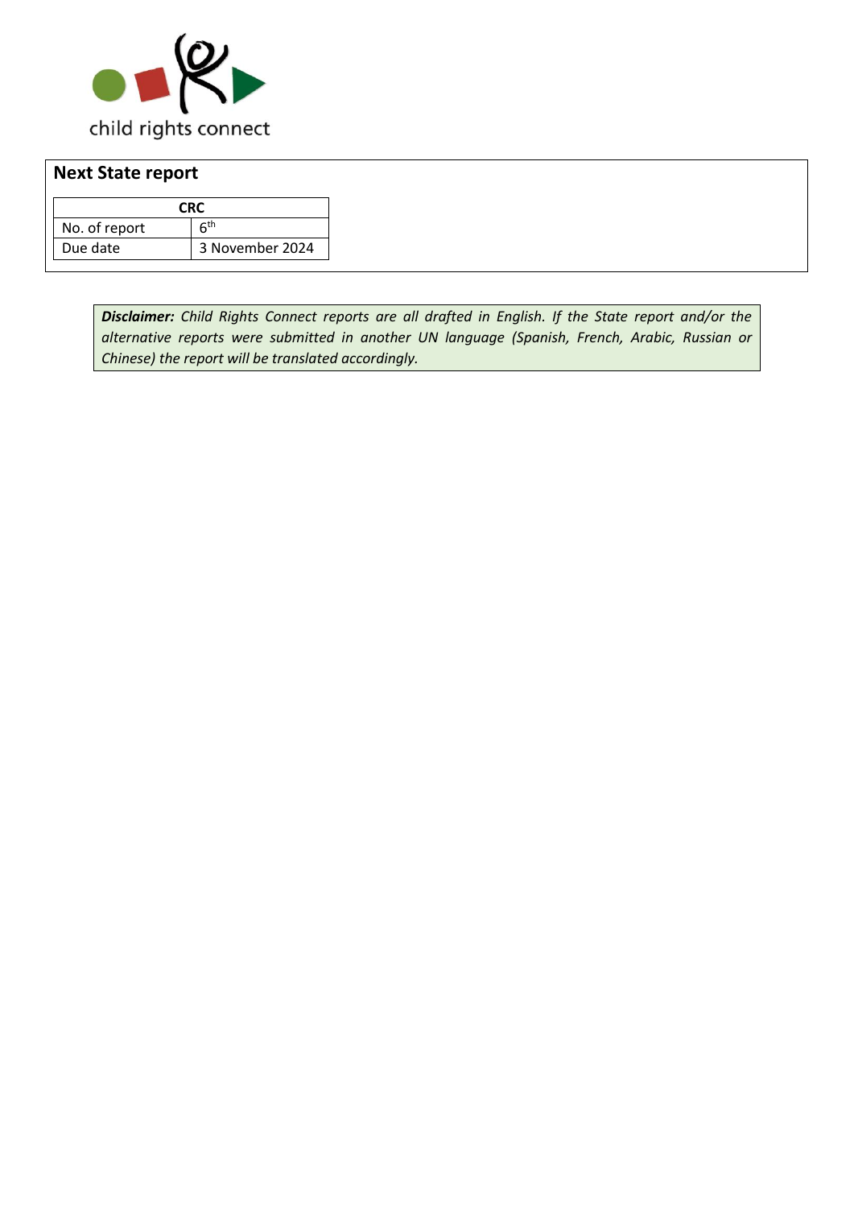child rights connect

## Next State report

| CRC | |
|---|---|
| No. of report | 6th |
| Due date | 3 November 2024 |

***Disclaimer:*** *Child Rights Connect reports are all drafted in English. If the State report and/or the alternative reports were submitted in another UN language (Spanish, French, Arabic, Russian or Chinese) the report will be translated accordingly.*